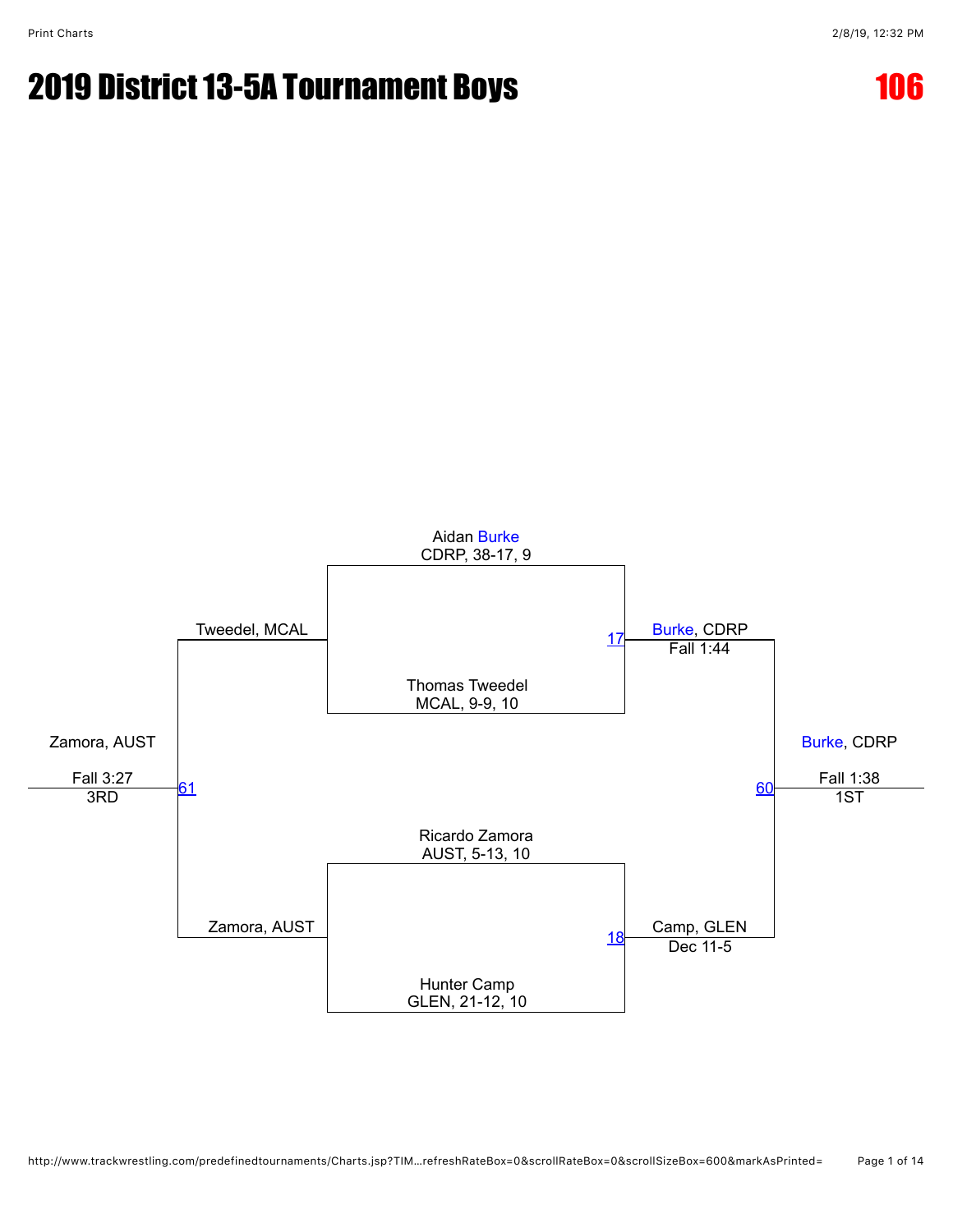# 2019 District 13-5A Tournament Boys

**106**

Aidan Burke
CDRP, 38-17, 9

Thomas Tweedel
MCAL, 9-9, 10

Match 17: Burke, CDRP — Fall 1:44

Ricardo Zamora
AUST, 5-13, 10

Hunter Camp
GLEN, 21-12, 10

Match 18: Camp, GLEN — Dec 11-5

Match 60: Burke, CDRP — Fall 1:38 — 1ST

Match 61: Tweedel, MCAL vs. Zamora, AUST — Zamora, AUST — Fall 3:27 — 3RD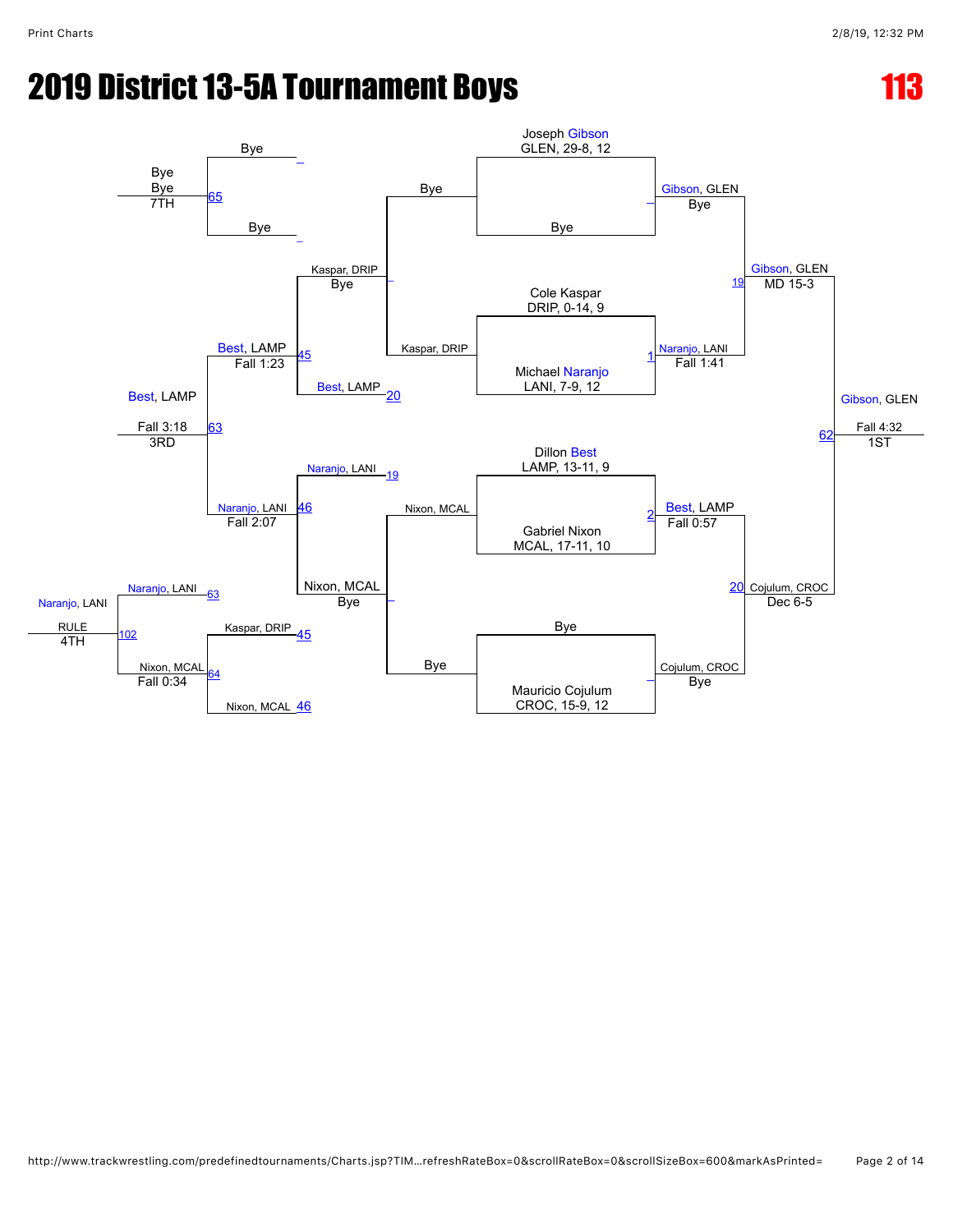# 2019 District 13-5A Tournament Boys

**113**

## Championship Bracket

### First Round
- Joseph Gibson, GLEN, 29-8, 12 vs. Bye → Gibson, GLEN (Bye)
- Cole Kaspar, DRIP, 0-14, 9 vs. Michael Naranjo, LANI, 7-9, 12 → Naranjo, LANI (Fall 1:41) [Match 1]
- Dillon Best, LAMP, 13-11, 9 vs. Gabriel Nixon, MCAL, 17-11, 10 → Best, LAMP (Fall 0:57) [Match 2]
- Bye vs. Mauricio Cojulum, CROC, 15-9, 12 → Cojulum, CROC (Bye)

### Semifinals
- Gibson, GLEN vs. Naranjo, LANI → Gibson, GLEN (MD 15-3) [Match 19]
- Best, LAMP vs. Cojulum, CROC → Cojulum, CROC (Dec 6-5) [Match 20]

### Finals
- Gibson, GLEN vs. Cojulum, CROC → Gibson, GLEN (Fall 4:32) — 1ST [Match 62]

## Consolation Bracket

### Consolation Round 1
- Bye vs. Kaspar, DRIP → Kaspar, DRIP (Bye)
- Bye vs. Nixon, MCAL → Nixon, MCAL (Bye)

### Consolation Round 2
- Kaspar, DRIP vs. Best, LAMP (loser of 20) → Best, LAMP (Fall 1:23) [Match 45]
- Naranjo, LANI (loser of 19) vs. Nixon, MCAL → Naranjo, LANI (Fall 2:07) [Match 46]

### 3rd Place
- Best, LAMP vs. Naranjo, LANI → Best, LAMP (Fall 3:18) — 3RD [Match 63]

### 5th Place
- Naranjo, LANI (loser of 63) vs. Nixon, MCAL → Naranjo, LANI (RULE) — 4TH [Match 102]

### 7th Place Bracket
- Kaspar, DRIP (loser of 45) vs. Nixon, MCAL (loser of 46) → Nixon, MCAL (Fall 0:34) [Match 64]
- Bye vs. Bye → Bye — 7TH [Match 65]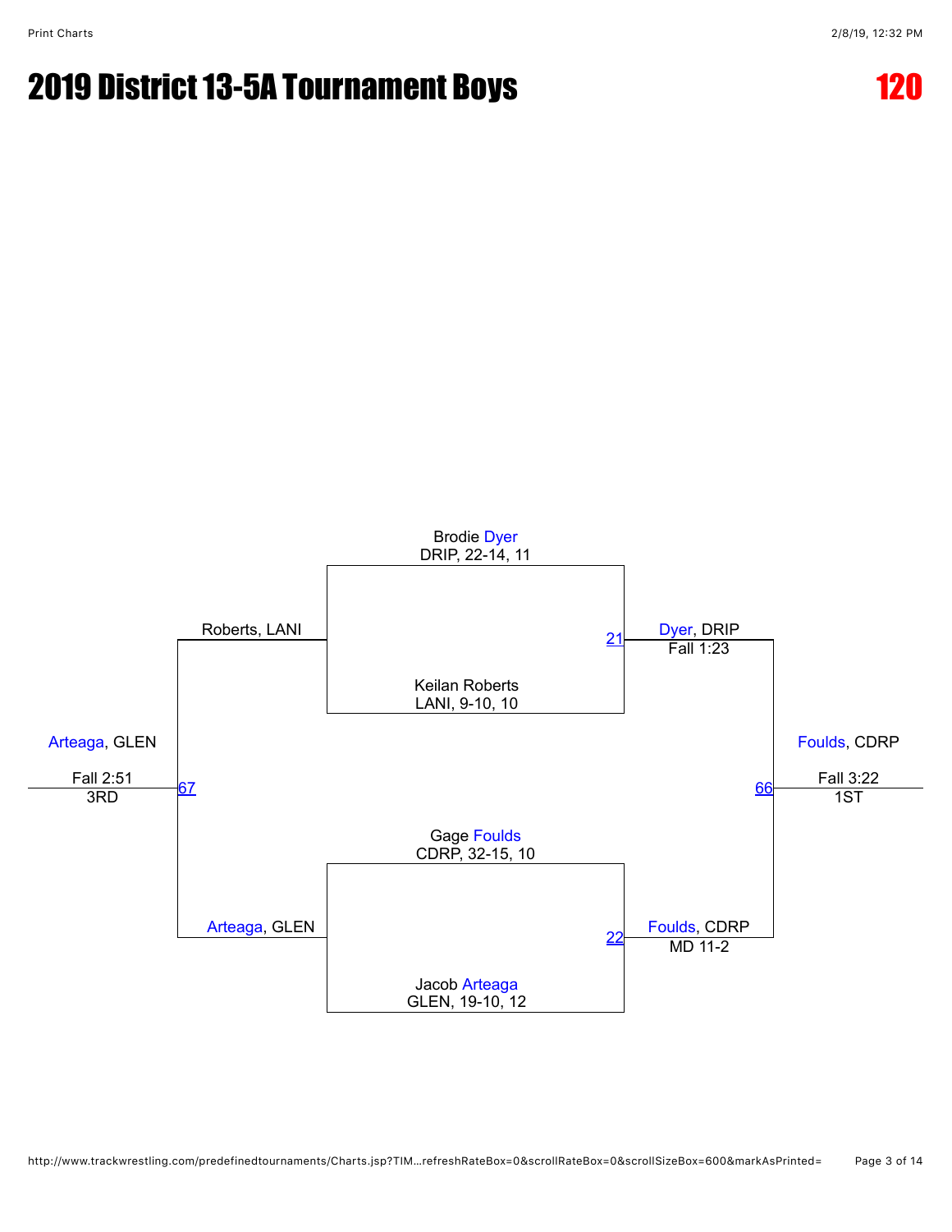# 2019 District 13-5A Tournament Boys

**120**

Brodie Dyer
DRIP, 22-14, 11

Keilan Roberts
LANI, 9-10, 10

Match 21: Dyer, DRIP — Fall 1:23

Gage Foulds
CDRP, 32-15, 10

Jacob Arteaga
GLEN, 19-10, 12

Match 22: Foulds, CDRP — MD 11-2

Match 66: Foulds, CDRP — Fall 3:22 — 1ST

Roberts, LANI

Arteaga, GLEN

Match 67: Arteaga, GLEN — Fall 2:51 — 3RD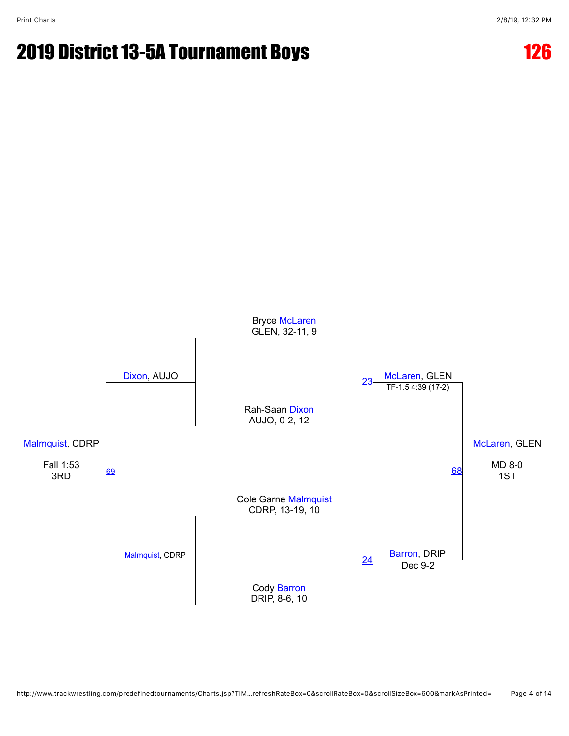# 2019 District 13-5A Tournament Boys

## 126

Bryce McLaren
GLEN, 32-11, 9

Rah-Saan Dixon
AUJO, 0-2, 12

23 — McLaren, GLEN
TF-1.5 4:39 (17-2)

Cole Garne Malmquist
CDRP, 13-19, 10

Cody Barron
DRIP, 8-6, 10

24 — Barron, DRIP
Dec 9-2

68 — McLaren, GLEN
MD 8-0
1ST

Dixon, AUJO

Malmquist, CDRP

69 — Malmquist, CDRP
Fall 1:53
3RD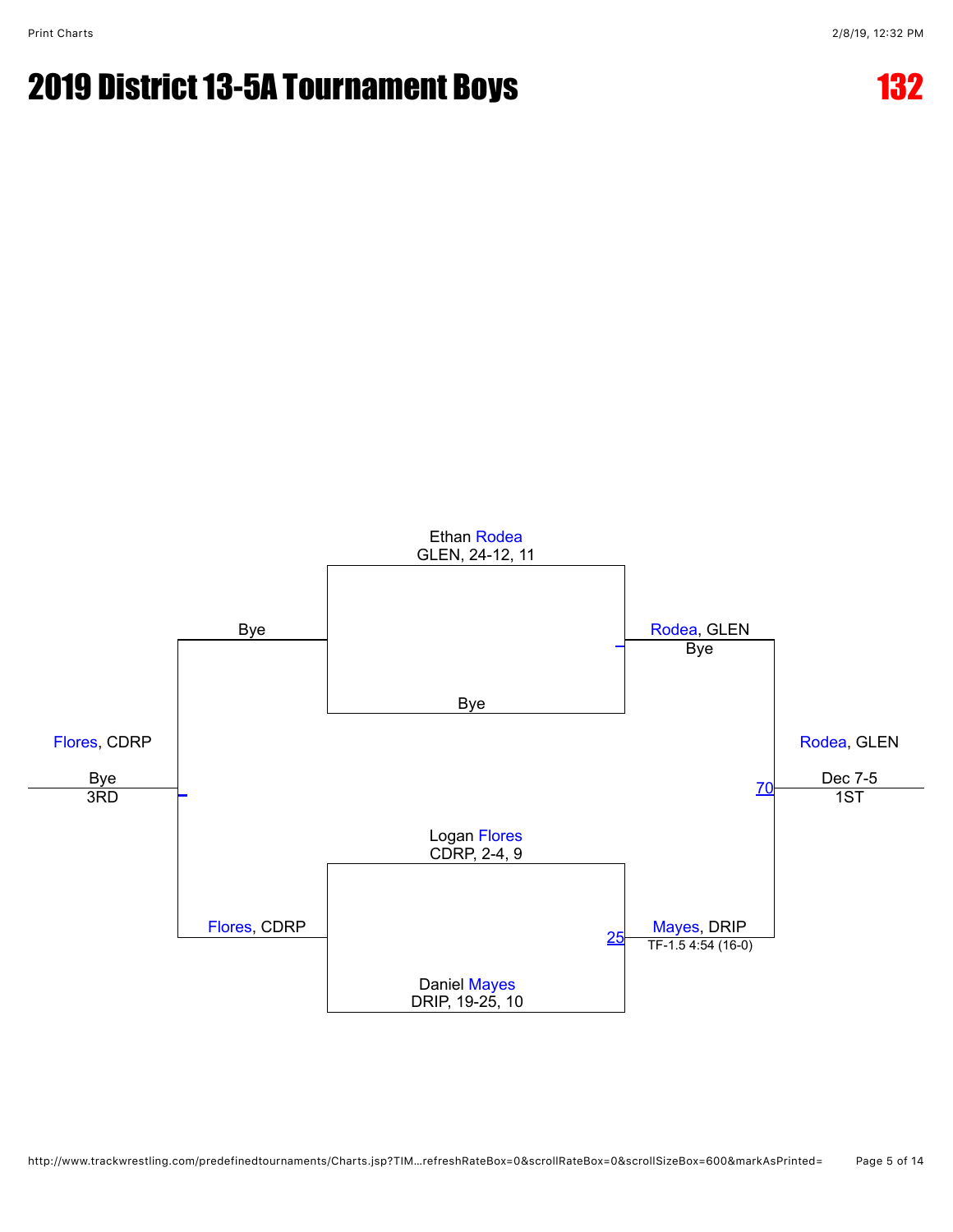# 2019 District 13-5A Tournament Boys

## 132

**Championship Bracket**

- Ethan Rodea, GLEN, 24-12, 11 vs Bye → Rodea, GLEN (Bye)
- Logan Flores, CDRP, 2-4, 9 vs Daniel Mayes, DRIP, 19-25, 10 → Match 25: Mayes, DRIP (TF-1.5 4:54 (16-0))
- Final (Match 70): Rodea, GLEN — Dec 7-5 — 1ST

**Consolation**

- Bye vs Flores, CDRP → Flores, CDRP (Bye) — 3RD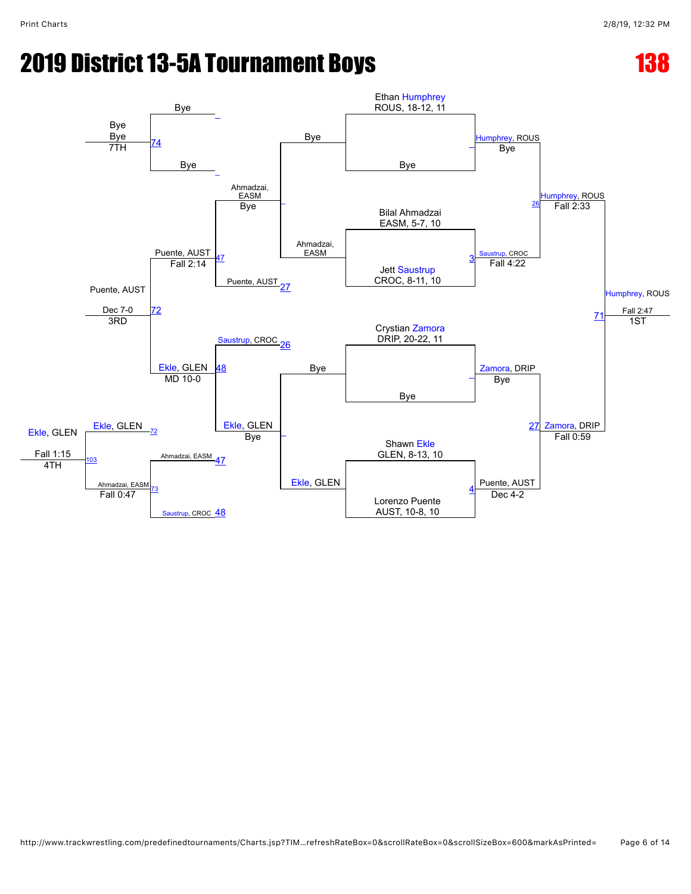# 2019 District 13-5A Tournament Boys

# 138

## Championship Bracket

Ethan Humphrey
ROUS, 18-12, 11

Bye

Humphrey, ROUS
Bye

Bilal Ahmadzai
EASM, 5-7, 10

Jett Saustrup
CROC, 8-11, 10

Saustrup, CROC
Fall 4:22

Humphrey, ROUS
Fall 2:33

Crystian Zamora
DRIP, 20-22, 11

Bye

Zamora, DRIP
Bye

Shawn Ekle
GLEN, 8-13, 10

Lorenzo Puente
AUST, 10-8, 10

Puente, AUST
Dec 4-2

Zamora, DRIP
Fall 0:59

Humphrey, ROUS
Fall 2:47
1ST

## Consolation Bracket

Bye — Ahmadzai, EASM

Ahmadzai, EASM
Bye

Bye — Ekle, GLEN

Ekle, GLEN
Bye

Ahmadzai, EASM (loser of 3) vs Puente, AUST (loser of 27)
Puente, AUST
Fall 2:14

Saustrup, CROC (loser of 26) vs Ekle, GLEN
Ekle, GLEN
MD 10-0

Puente, AUST
Dec 7-0
3RD

Ekle, GLEN (loser of 72) vs Ahmadzai, EASM (loser of 47)

Ahmadzai, EASM (loser of 47) vs Saustrup, CROC (loser of 48)
Ahmadzai, EASM
Fall 0:47

Ekle, GLEN
Fall 1:15
4TH

Bye vs Bye
Bye
Bye
7TH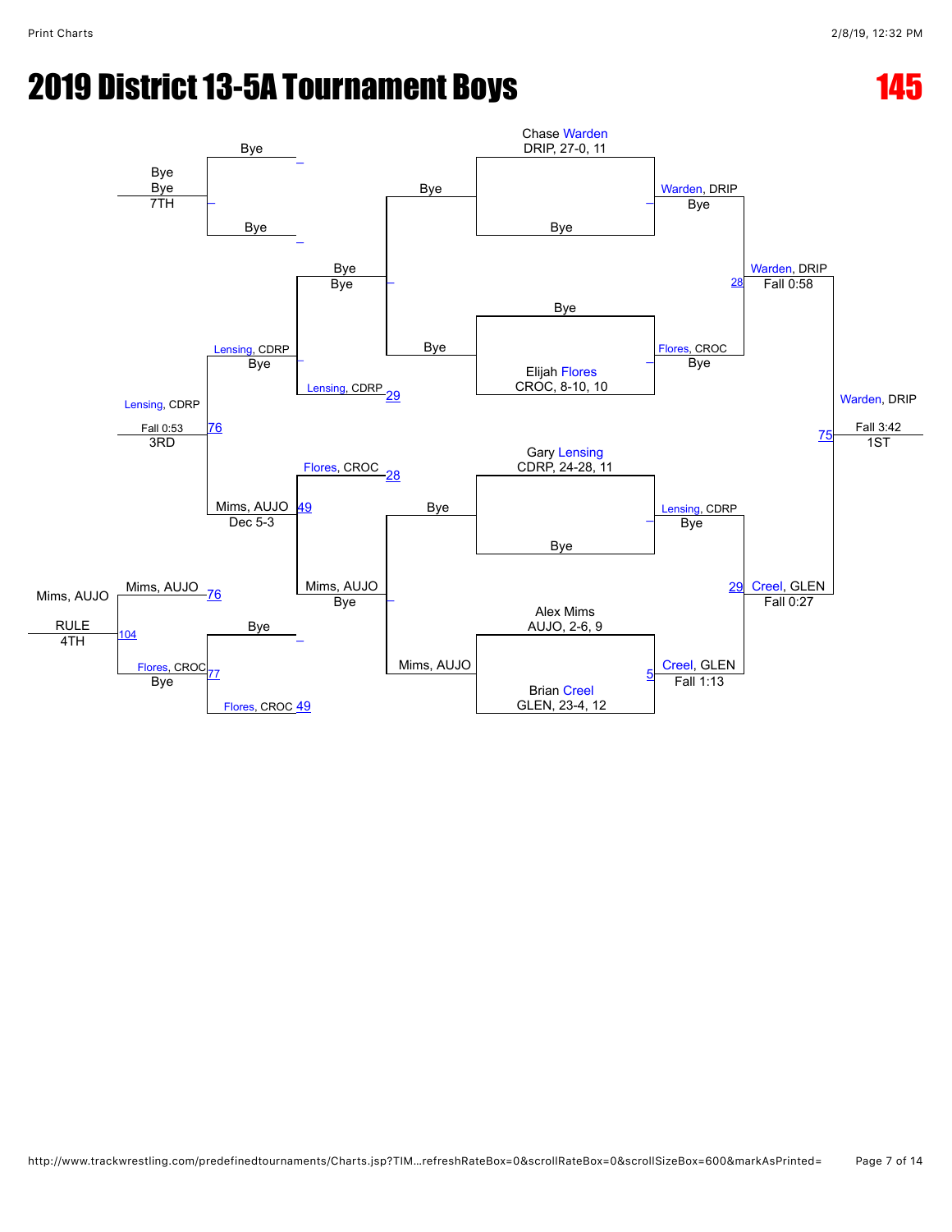# 2019 District 13-5A Tournament Boys

**145**

## Championship Bracket

**Round 1**
- Chase Warden, DRIP, 27-0, 11 vs. Bye — Warden, DRIP (Bye)
- Bye vs. Elijah Flores, CROC, 8-10, 10 — Flores, CROC (Bye)
- Gary Lensing, CDRP, 24-28, 11 vs. Bye — Lensing, CDRP (Bye)
- Alex Mims, AUJO, 2-6, 9 vs. Brian Creel, GLEN, 23-4, 12 — Creel, GLEN (Fall 1:13) [5]

**Semifinals**
- Warden, DRIP vs. Flores, CROC — Warden, DRIP (Fall 0:58) [28]
- Lensing, CDRP vs. Creel, GLEN — Creel, GLEN (Fall 0:27) [29]

**Final**
- Warden, DRIP vs. Creel, GLEN — Warden, DRIP (Fall 3:42) [75] — 1ST

## Consolation Bracket

**Consolation Round 1**
- Bye vs. Bye — Bye
- Bye vs. Mims, AUJO — Mims, AUJO

**Consolation Round 2**
- Bye vs. Bye — Bye
- Bye vs. Lensing, CDRP [29] — Lensing, CDRP
- Flores, CROC [28] vs. Mims, AUJO — Mims, AUJO (Bye)

**Consolation Semifinals**
- Bye vs. Bye — Bye, Bye — 7TH
- Lensing, CDRP vs. Mims, AUJO — Lensing, CDRP (Bye) [76]; Mims, AUJO (Dec 5-3) [49]
- Bye vs. Flores, CROC [49] — Flores, CROC [77]

**3rd Place**
- Lensing, CDRP vs. Mims, AUJO [76] — Lensing, CDRP (Fall 0:53) [76] — 3RD

**4th/5th**
- Mims, AUJO vs. Flores, CROC — Mims, AUJO (RULE) [104] — 4TH; Flores, CROC (Bye) [77]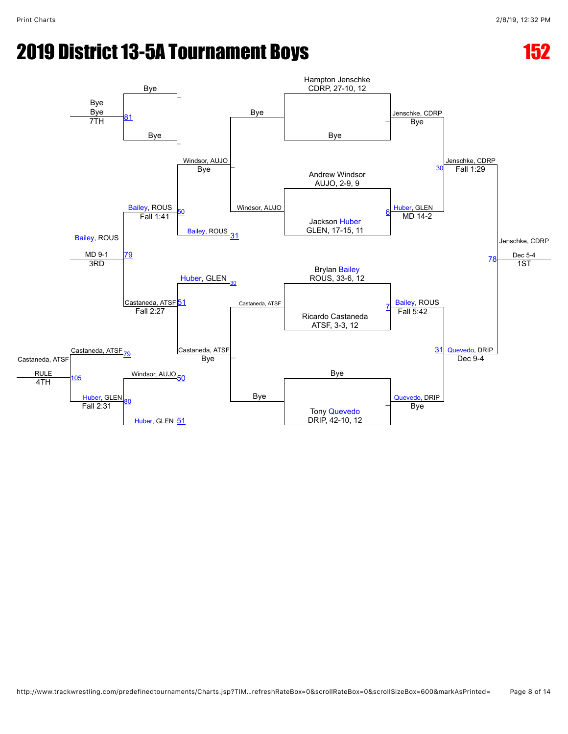# 2019 District 13-5A Tournament Boys

## 152

### Championship Bracket

**Seeds / First Round:**

- Hampton Jenschke, CDRP, 27-10, 12 vs. Bye — Jenschke, CDRP (Bye)
- Andrew Windsor, AUJO, 2-9, 9 vs. Jackson Huber, GLEN, 17-15, 11 — Huber, GLEN (MD 14-2) [6]
- Brylan Bailey, ROUS, 33-6, 12 vs. Ricardo Castaneda, ATSF, 3-3, 12 — Bailey, ROUS (Fall 5:42) [7]
- Bye vs. Tony Quevedo, DRIP, 42-10, 12 — Quevedo, DRIP (Bye)

**Semifinals:**

- Jenschke, CDRP vs. Huber, GLEN — Jenschke, CDRP (Fall 1:29) [30]
- Bailey, ROUS vs. Quevedo, DRIP — Quevedo, DRIP (Dec 9-4) [31]

**Final:**

- Jenschke, CDRP vs. Quevedo, DRIP — Jenschke, CDRP (Dec 5-4) [78] — 1ST

### Consolation Bracket

- Bye vs. Windsor, AUJO — Windsor, AUJO (Bye)
- Bye vs. Castaneda, ATSF — Castaneda, ATSF (Bye)
- Windsor, AUJO vs. Bailey, ROUS [31] — Bailey, ROUS (Fall 1:41) [50]
- Huber, GLEN [30] vs. Castaneda, ATSF — Castaneda, ATSF (Fall 2:27) [51]
- Bye vs. Bye — Bye (7TH) [81]
- Bailey, ROUS vs. Castaneda, ATSF — Bailey, ROUS (MD 9-1) [79] — 3RD
- Windsor, AUJO [50] vs. Huber, GLEN [51] — Huber, GLEN (Fall 2:31) [80]
- Castaneda, ATSF [79] vs. Huber, GLEN — Castaneda, ATSF (RULE) [105] — 4TH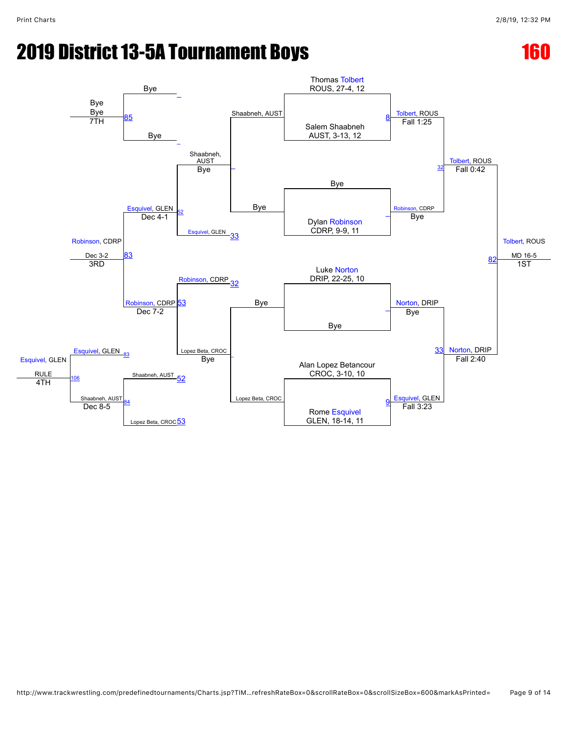# 2019 District 13-5A Tournament Boys

## 160

### Championship Bracket

Thomas Tolbert
ROUS, 27-4, 12

Salem Shaabneh
AUST, 3-13, 12

Bye

Dylan Robinson
CDRP, 9-9, 11

Luke Norton
DRIP, 22-25, 10

Bye

Alan Lopez Betancour
CROC, 3-10, 10

Rome Esquivel
GLEN, 18-14, 11

8 — Tolbert, ROUS — Fall 1:25

— Robinson, CDRP — Bye

— Norton, DRIP — Bye

9 — Esquivel, GLEN — Fall 3:23

32 — Tolbert, ROUS — Fall 0:42

33 — Norton, DRIP — Fall 2:40

82 — Tolbert, ROUS — MD 16-5 — 1ST

### Consolation Bracket

Shaabneh, AUST

Bye

— Shaabneh, AUST — Bye

Robinson, CDRP — 32

Lopez Beta, CROC

— Lopez Beta, CROC — Bye

Bye

Bye

— Bye — Bye — Bye — 7TH — 85

Esquivel, GLEN — 33

52 — Esquivel, GLEN — Dec 4-1

53 — Robinson, CDRP — Dec 7-2

83 — Robinson, CDRP — Dec 3-2 — 3RD

Shaabneh, AUST — 52

Lopez Beta, CROC — 53

84 — Shaabneh, AUST — Dec 8-5

Esquivel, GLEN — 83

106 — Esquivel, GLEN — RULE — 4TH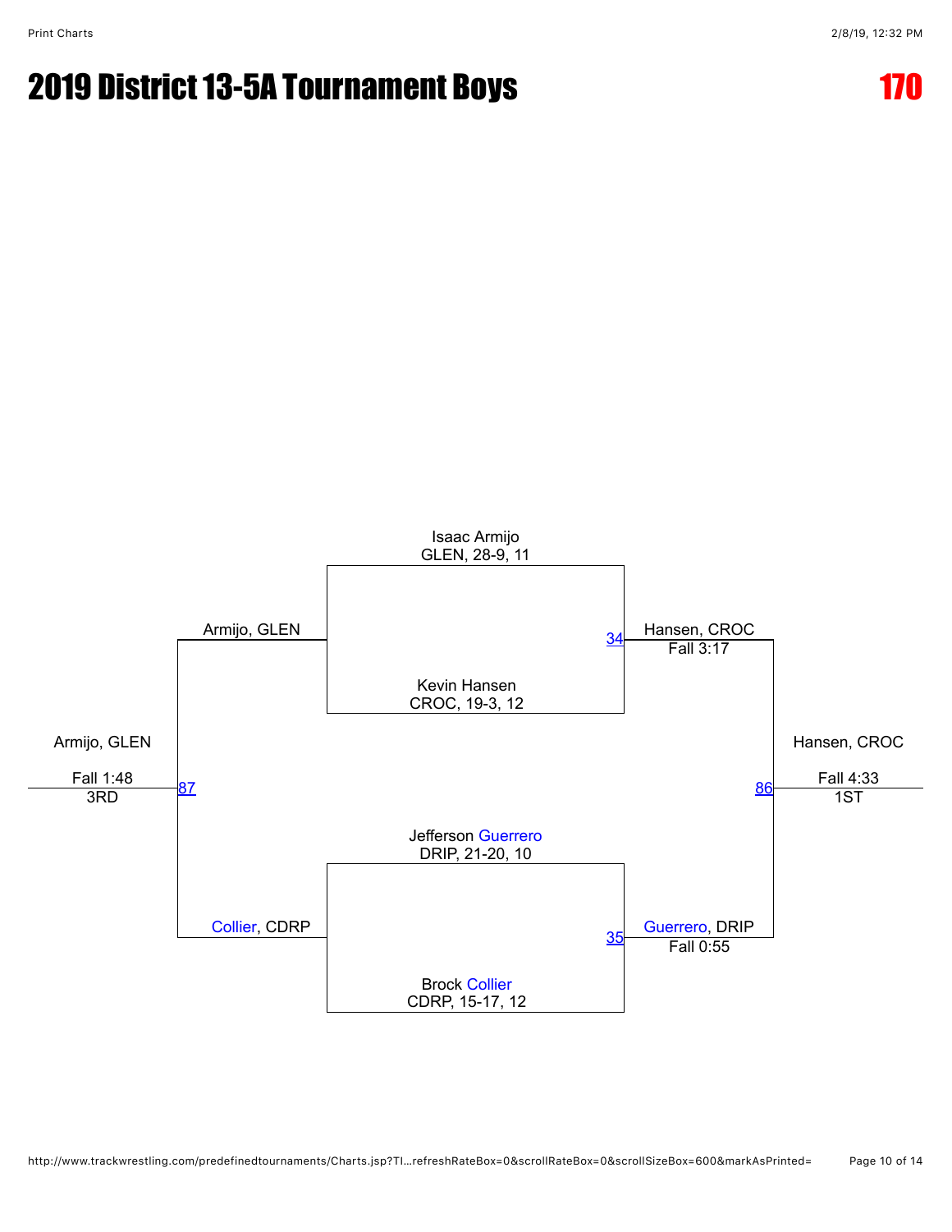# 2019 District 13-5A Tournament Boys

**170**

**Semifinals**

- Match 34: Isaac Armijo (GLEN, 28-9, 11) vs. Kevin Hansen (CROC, 19-3, 12) — Hansen, CROC, Fall 3:17
- Match 35: Jefferson Guerrero (DRIP, 21-20, 10) vs. Brock Collier (CDRP, 15-17, 12) — Guerrero, DRIP, Fall 0:55

**1st Place Match (86)**

- Hansen, CROC vs. Guerrero, DRIP
- Hansen, CROC — Fall 4:33 — 1ST

**3rd Place Match (87)**

- Armijo, GLEN vs. Collier, CDRP
- Armijo, GLEN — Fall 1:48 — 3RD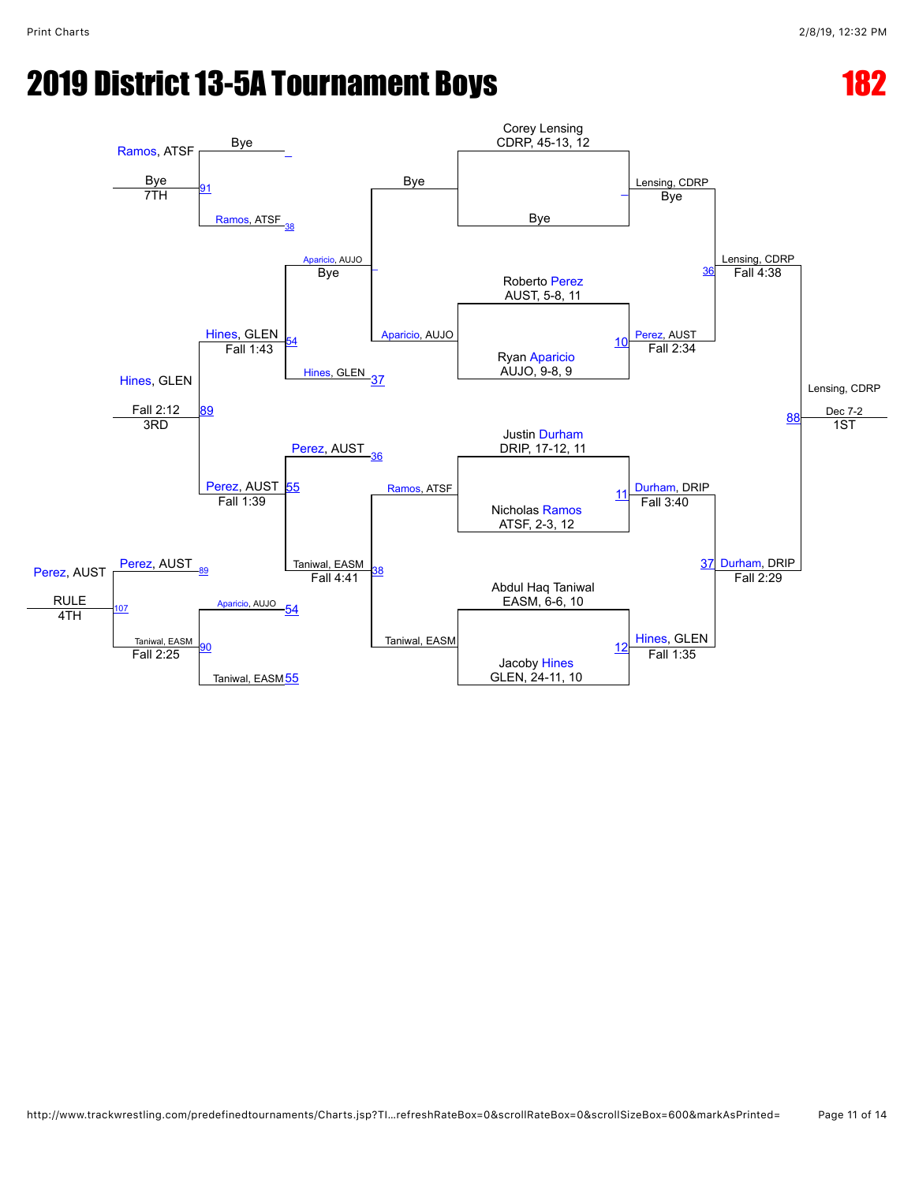# 2019 District 13-5A Tournament Boys

## 182

### Championship Bracket

**Quarterfinals**

- Corey Lensing, CDRP, 45-13, 12 vs. Bye — Lensing, CDRP (Bye)
- Roberto Perez, AUST, 5-8, 11 vs. Ryan Aparicio, AUJO, 9-8, 9 — Match 10: Perez, AUST (Fall 2:34)
- Justin Durham, DRIP, 17-12, 11 vs. Nicholas Ramos, ATSF, 2-3, 12 — Match 11: Durham, DRIP (Fall 3:40)
- Abdul Haq Taniwal, EASM, 6-6, 10 vs. Jacoby Hines, GLEN, 24-11, 10 — Match 12: Hines, GLEN (Fall 1:35)

**Semifinals**

- Match 36: Lensing, CDRP (Fall 4:38)
- Match 37: Durham, DRIP (Fall 2:29)

**Final**

- Match 88: Lensing, CDRP — Dec 7-2 — 1ST

### Consolation Bracket

**First Round**

- Bye vs. Aparicio, AUJO — Aparicio, AUJO (Bye)
- Hines, GLEN vs. Ramos, ATSF — Match 37: Hines, GLEN
- Perez, AUST vs. Bye — Perez, AUST (Match 36)
- Ramos, ATSF vs. Taniwal, EASM — Match 38: Taniwal, EASM (Fall 4:41)

**Second Round**

- Ramos, ATSF (Match 38) vs. Bye — Match 91: Ramos, ATSF — Bye — 7TH
- Aparicio, AUJO vs. Hines, GLEN — Match 54: Hines, GLEN (Fall 1:43)
- Perez, AUST vs. Taniwal, EASM — Match 55: Perez, AUST (Fall 1:39)

**3rd Place**

- Match 89: Hines, GLEN — Fall 2:12 — 3RD

**Consolation (5th Place Bracket)**

- Perez, AUST (Match 89)
- Aparicio, AUJO (Match 54) vs. Taniwal, EASM (Match 55) — Match 90: Taniwal, EASM (Fall 2:25)
- Match 107: Perez, AUST — RULE — 4TH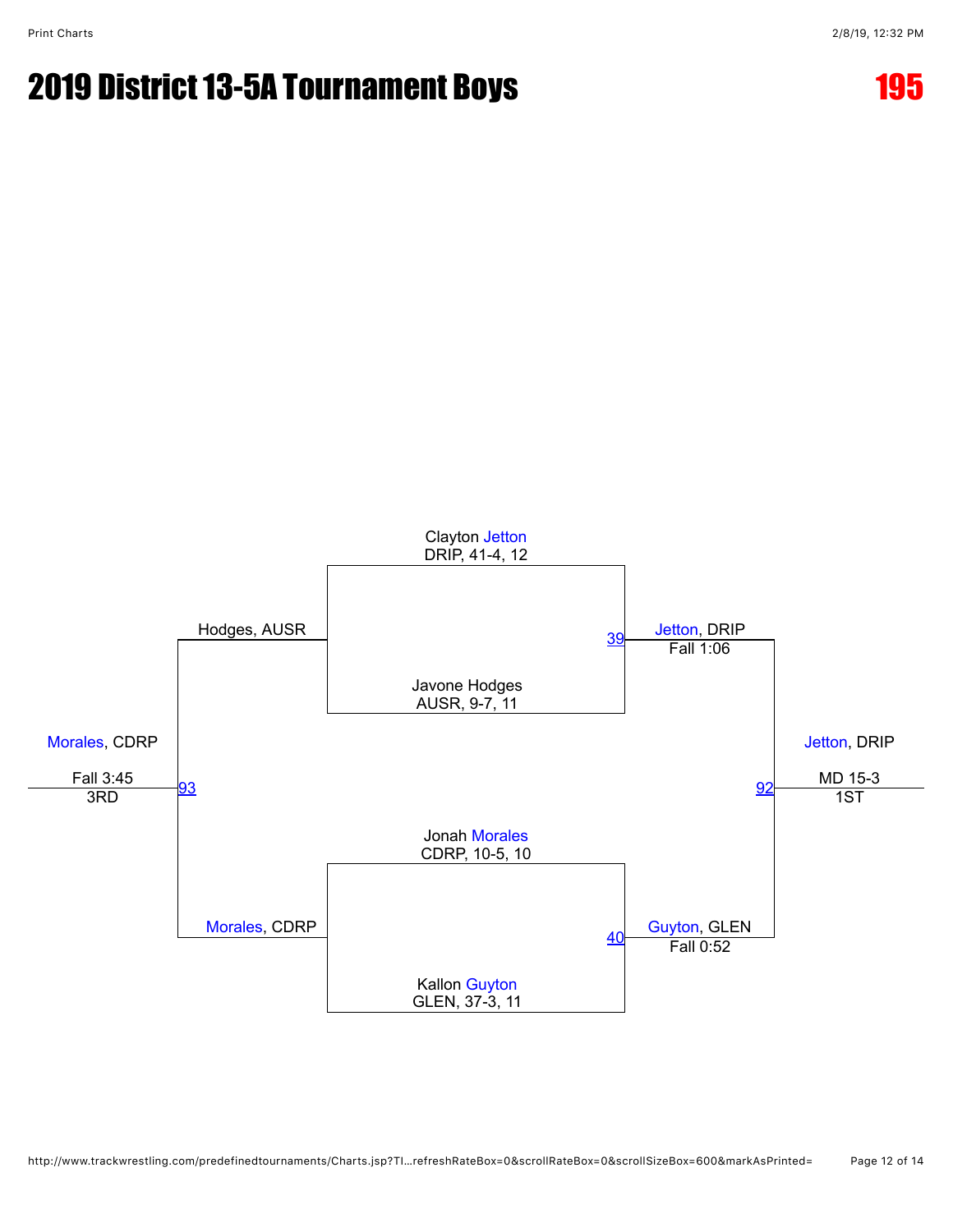# 2019 District 13-5A Tournament Boys

## 195

**Semifinals**

Clayton Jetton
DRIP, 41-4, 12

Javone Hodges
AUSR, 9-7, 11

Match 39: Jetton, DRIP — Fall 1:06

Jonah Morales
CDRP, 10-5, 10

Kallon Guyton
GLEN, 37-3, 11

Match 40: Guyton, GLEN — Fall 0:52

**1st Place**

Match 92: Jetton, DRIP — MD 15-3 — 1ST

**3rd Place**

Hodges, AUSR

Morales, CDRP

Match 93: Morales, CDRP — Fall 3:45 — 3RD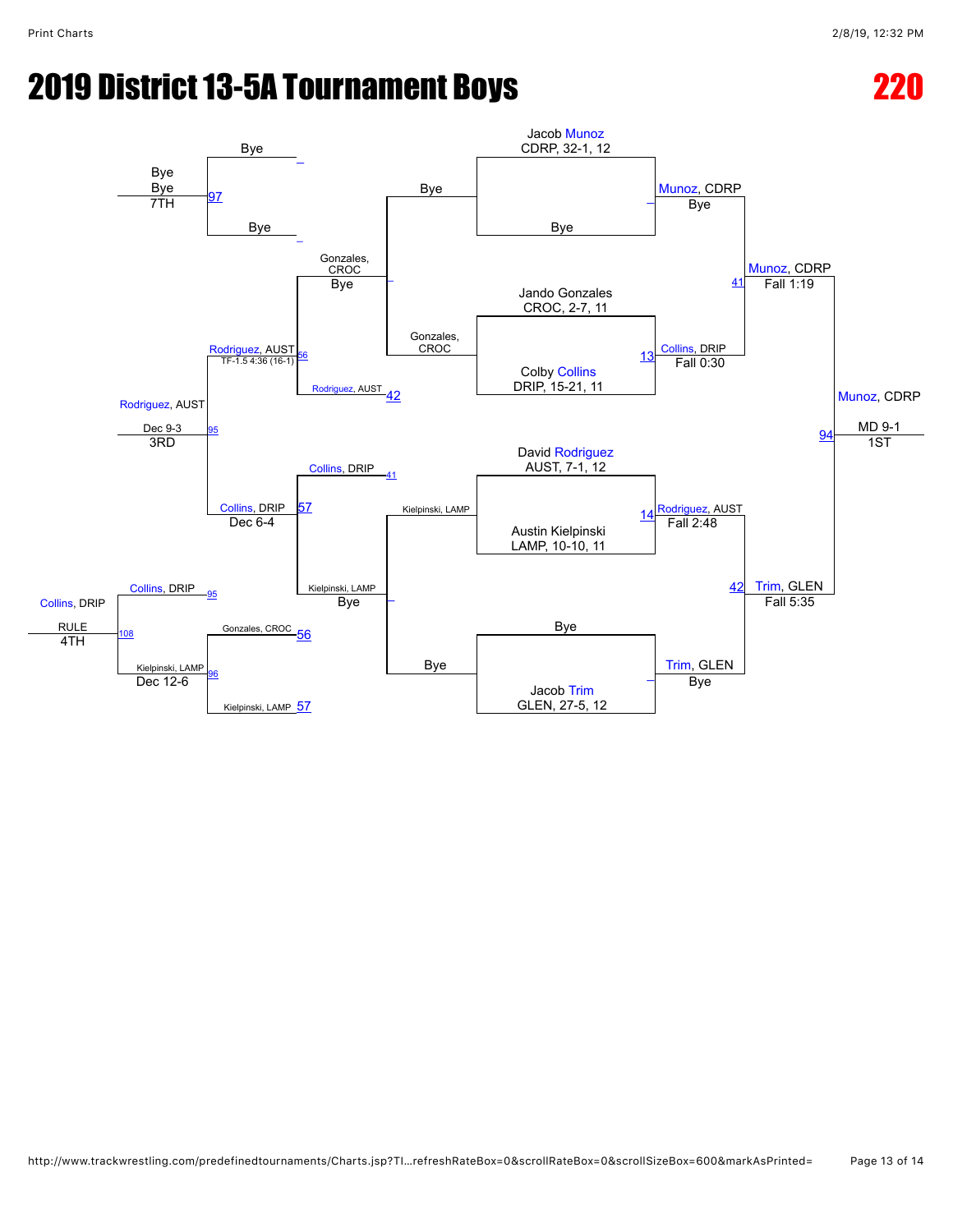# 2019 District 13-5A Tournament Boys

## 220

### Championship Bracket

**Quarterfinals**

- Jacob Munoz, CDRP, 32-1, 12 vs. Bye — Munoz, CDRP (Bye)
- Jando Gonzales, CROC, 2-7, 11 vs. Colby Collins, DRIP, 15-21, 11 — Collins, DRIP (Fall 0:30) [13]
- David Rodriguez, AUST, 7-1, 12 vs. Austin Kielpinski, LAMP, 10-10, 11 — Rodriguez, AUST (Fall 2:48) [14]
- Bye vs. Jacob Trim, GLEN, 27-5, 12 — Trim, GLEN (Bye)

**Semifinals**

- Munoz, CDRP vs. Collins, DRIP — Munoz, CDRP (Fall 1:19) [41]
- Rodriguez, AUST vs. Trim, GLEN — Trim, GLEN (Fall 5:35) [42]

**Final** [94]

- Munoz, CDRP vs. Trim, GLEN — Munoz, CDRP (MD 9-1) — 1ST

### Consolation Bracket

**Consolation Round 1**

- Bye vs. Gonzales, CROC — Gonzales, CROC (Bye)
- Kielpinski, LAMP vs. Bye — Kielpinski, LAMP (Bye)

**Consolation Round 2**

- Gonzales, CROC vs. Rodriguez, AUST [42] — Rodriguez, AUST (TF-1.5 4:36 (16-1)) [56]
- Collins, DRIP [41] vs. Kielpinski, LAMP — Collins, DRIP (Dec 6-4) [57]

**Consolation Round 3**

- Bye vs. Bye [97] — Bye — 7TH
- Rodriguez, AUST vs. Collins, DRIP [95] — Rodriguez, AUST (Dec 9-3) — 3RD
- Gonzales, CROC [56] vs. Kielpinski, LAMP [57] — Kielpinski, LAMP (Dec 12-6) [96]

**Consolation Round 4**

- Collins, DRIP [95] vs. Kielpinski, LAMP [96] — Collins, DRIP (RULE) — 4TH [108]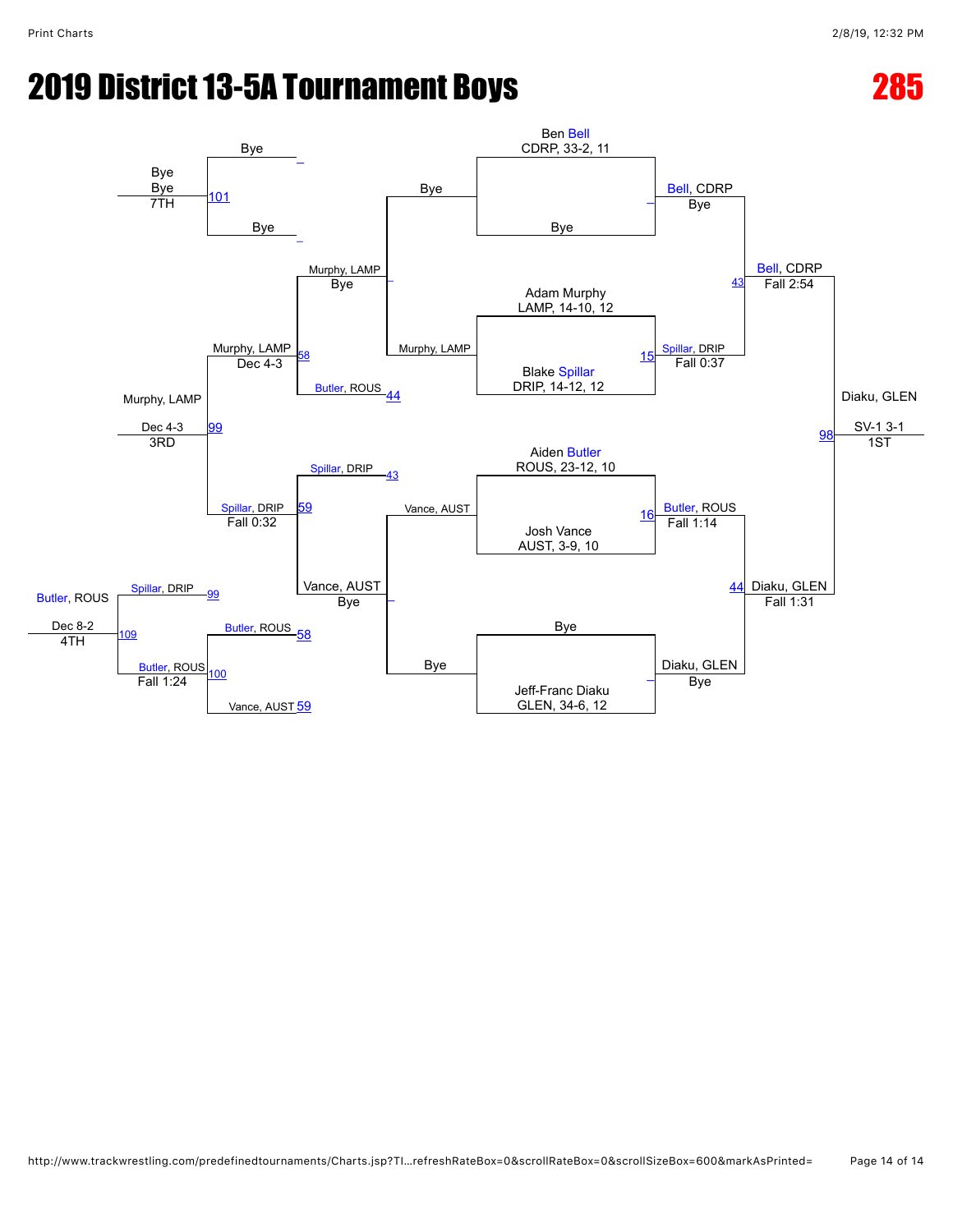# 2019 District 13-5A Tournament Boys

285

Ben Bell
CDRP, 33-2, 11

Bye

Bell, CDRP
Bye

Adam Murphy
LAMP, 14-10, 12

Blake Spillar
DRIP, 14-12, 12

15 Spillar, DRIP
Fall 0:37

43 Bell, CDRP
Fall 2:54

Aiden Butler
ROUS, 23-12, 10

Josh Vance
AUST, 3-9, 10

16 Butler, ROUS
Fall 1:14

Bye

Jeff-Franc Diaku
GLEN, 34-6, 12

Diaku, GLEN
Bye

44 Diaku, GLEN
Fall 1:31

98 Diaku, GLEN
SV-1 3-1
1ST

Bye
Murphy, LAMP
Vance, AUST
Bye

Murphy, LAMP
Bye

Butler, ROUS 44

Spillar, DRIP 43

59 Vance, AUST
Bye

Bye

Bye
Bye
7TH 101

Bye

Murphy, LAMP
Dec 4-3 58

Spillar, DRIP
Fall 0:32

Murphy, LAMP
Dec 4-3 99
3RD

Spillar, DRIP 99

Butler, ROUS 58

Butler, ROUS
Fall 1:24 100

Vance, AUST 59

Butler, ROUS
Dec 8-2 109
4TH